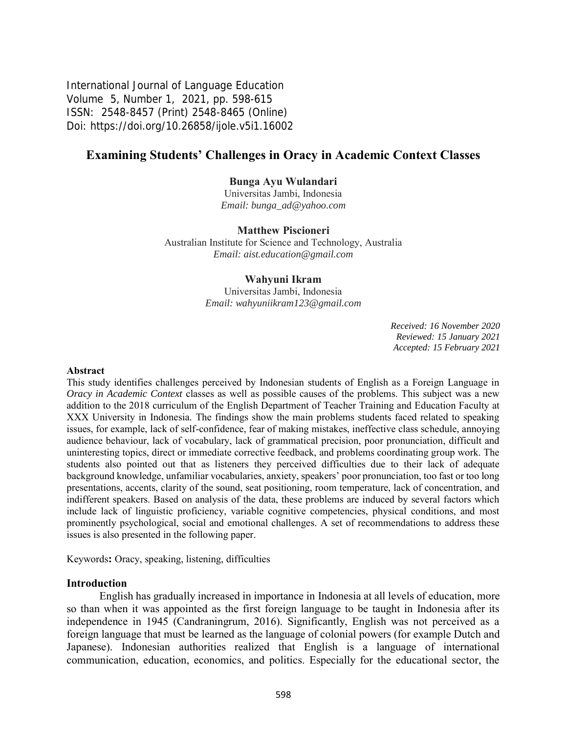# Examining Students' Challenges in Oracy in Academic Context Classes

**Bunga Ayu Wulandari**
Universitas Jambi, Indonesia
*Email: bunga_ad@yahoo.com*

**Matthew Piscioneri**
Australian Institute for Science and Technology, Australia
*Email: aist.education@gmail.com*

**Wahyuni Ikram**
Universitas Jambi, Indonesia
*Email: wahyuniikram123@gmail.com*

*Received: 16 November 2020*
*Reviewed: 15 January 2021*
*Accepted: 15 February 2021*

### Abstract

This study identifies challenges perceived by Indonesian students of English as a Foreign Language in *Oracy in Academic Context* classes as well as possible causes of the problems. This subject was a new addition to the 2018 curriculum of the English Department of Teacher Training and Education Faculty at XXX University in Indonesia. The findings show the main problems students faced related to speaking issues, for example, lack of self-confidence, fear of making mistakes, ineffective class schedule, annoying audience behaviour, lack of vocabulary, lack of grammatical precision, poor pronunciation, difficult and uninteresting topics, direct or immediate corrective feedback, and problems coordinating group work. The students also pointed out that as listeners they perceived difficulties due to their lack of adequate background knowledge, unfamiliar vocabularies, anxiety, speakers' poor pronunciation, too fast or too long presentations, accents, clarity of the sound, seat positioning, room temperature, lack of concentration, and indifferent speakers. Based on analysis of the data, these problems are induced by several factors which include lack of linguistic proficiency, variable cognitive competencies, physical conditions, and most prominently psychological, social and emotional challenges. A set of recommendations to address these issues is also presented in the following paper.

Keywords**:** Oracy, speaking, listening, difficulties

### Introduction

English has gradually increased in importance in Indonesia at all levels of education, more so than when it was appointed as the first foreign language to be taught in Indonesia after its independence in 1945 (Candraningrum, 2016). Significantly, English was not perceived as a foreign language that must be learned as the language of colonial powers (for example Dutch and Japanese). Indonesian authorities realized that English is a language of international communication, education, economics, and politics. Especially for the educational sector, the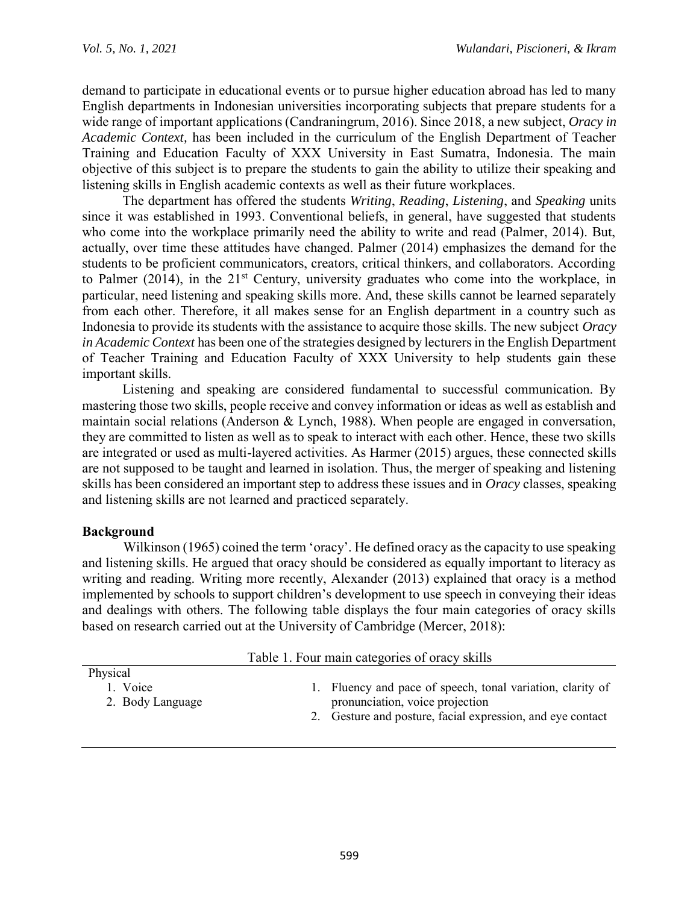demand to participate in educational events or to pursue higher education abroad has led to many English departments in Indonesian universities incorporating subjects that prepare students for a wide range of important applications (Candraningrum, 2016). Since 2018, a new subject, *Oracy in Academic Context,* has been included in the curriculum of the English Department of Teacher Training and Education Faculty of XXX University in East Sumatra, Indonesia. The main objective of this subject is to prepare the students to gain the ability to utilize their speaking and listening skills in English academic contexts as well as their future workplaces.

The department has offered the students *Writing*, *Reading*, *Listening*, and *Speaking* units since it was established in 1993. Conventional beliefs, in general, have suggested that students who come into the workplace primarily need the ability to write and read (Palmer, 2014). But, actually, over time these attitudes have changed. Palmer (2014) emphasizes the demand for the students to be proficient communicators, creators, critical thinkers, and collaborators. According to Palmer (2014), in the 21st Century, university graduates who come into the workplace, in particular, need listening and speaking skills more. And, these skills cannot be learned separately from each other. Therefore, it all makes sense for an English department in a country such as Indonesia to provide its students with the assistance to acquire those skills. The new subject *Oracy in Academic Context* has been one of the strategies designed by lecturers in the English Department of Teacher Training and Education Faculty of XXX University to help students gain these important skills.

Listening and speaking are considered fundamental to successful communication. By mastering those two skills, people receive and convey information or ideas as well as establish and maintain social relations (Anderson & Lynch, 1988). When people are engaged in conversation, they are committed to listen as well as to speak to interact with each other. Hence, these two skills are integrated or used as multi-layered activities. As Harmer (2015) argues, these connected skills are not supposed to be taught and learned in isolation. Thus, the merger of speaking and listening skills has been considered an important step to address these issues and in *Oracy* classes, speaking and listening skills are not learned and practiced separately.

## Background

Wilkinson (1965) coined the term 'oracy'. He defined oracy as the capacity to use speaking and listening skills. He argued that oracy should be considered as equally important to literacy as writing and reading. Writing more recently, Alexander (2013) explained that oracy is a method implemented by schools to support children's development to use speech in conveying their ideas and dealings with others. The following table displays the four main categories of oracy skills based on research carried out at the University of Cambridge (Mercer, 2018):

Table 1. Four main categories of oracy skills

| | |
|---|---|
| Physical | |
| 1. Voice | 1. Fluency and pace of speech, tonal variation, clarity of pronunciation, voice projection |
| 2. Body Language | 2. Gesture and posture, facial expression, and eye contact |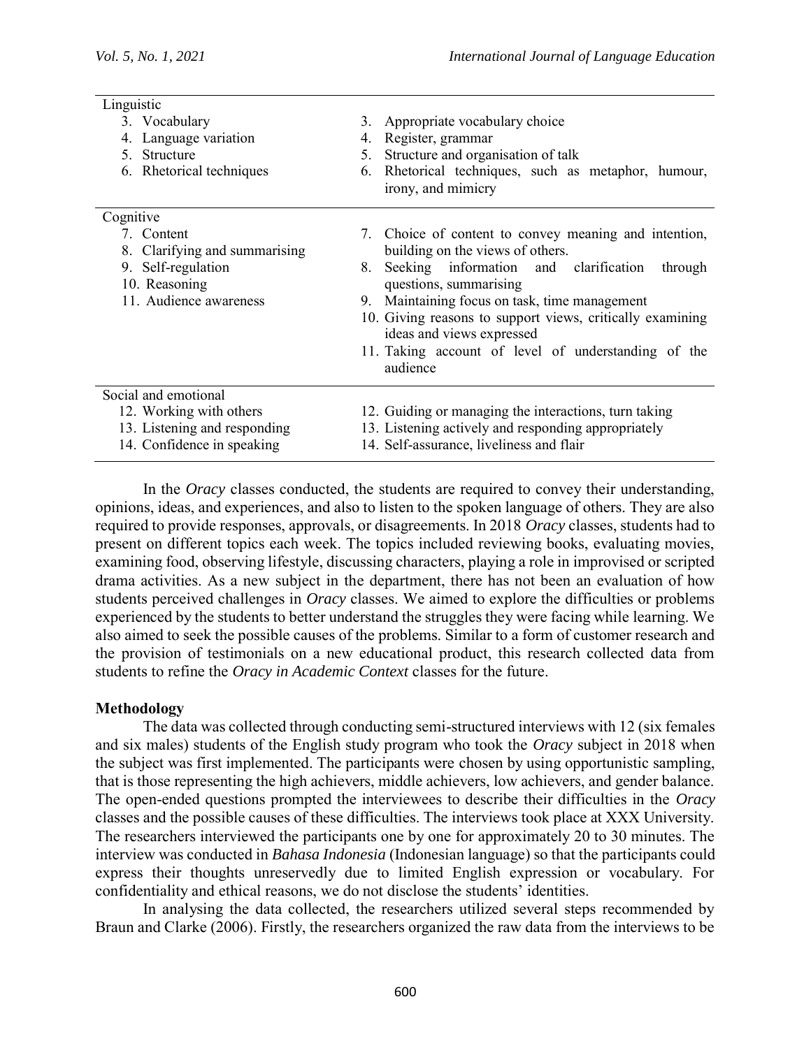| | |
|---|---|
| Linguistic | |
| 3. Vocabulary | 3. Appropriate vocabulary choice |
| 4. Language variation | 4. Register, grammar |
| 5. Structure | 5. Structure and organisation of talk |
| 6. Rhetorical techniques | 6. Rhetorical techniques, such as metaphor, humour, irony, and mimicry |
| Cognitive | |
| 7. Content | 7. Choice of content to convey meaning and intention, building on the views of others. |
| 8. Clarifying and summarising | 8. Seeking information and clarification through questions, summarising |
| 9. Self-regulation | 9. Maintaining focus on task, time management |
| 10. Reasoning | 10. Giving reasons to support views, critically examining ideas and views expressed |
| 11. Audience awareness | 11. Taking account of level of understanding of the audience |
| Social and emotional | |
| 12. Working with others | 12. Guiding or managing the interactions, turn taking |
| 13. Listening and responding | 13. Listening actively and responding appropriately |
| 14. Confidence in speaking | 14. Self-assurance, liveliness and flair |

In the *Oracy* classes conducted, the students are required to convey their understanding, opinions, ideas, and experiences, and also to listen to the spoken language of others. They are also required to provide responses, approvals, or disagreements. In 2018 *Oracy* classes, students had to present on different topics each week. The topics included reviewing books, evaluating movies, examining food, observing lifestyle, discussing characters, playing a role in improvised or scripted drama activities. As a new subject in the department, there has not been an evaluation of how students perceived challenges in *Oracy* classes. We aimed to explore the difficulties or problems experienced by the students to better understand the struggles they were facing while learning. We also aimed to seek the possible causes of the problems. Similar to a form of customer research and the provision of testimonials on a new educational product, this research collected data from students to refine the *Oracy in Academic Context* classes for the future.

## Methodology

The data was collected through conducting semi-structured interviews with 12 (six females and six males) students of the English study program who took the *Oracy* subject in 2018 when the subject was first implemented. The participants were chosen by using opportunistic sampling, that is those representing the high achievers, middle achievers, low achievers, and gender balance. The open-ended questions prompted the interviewees to describe their difficulties in the *Oracy* classes and the possible causes of these difficulties. The interviews took place at XXX University. The researchers interviewed the participants one by one for approximately 20 to 30 minutes. The interview was conducted in *Bahasa Indonesia* (Indonesian language) so that the participants could express their thoughts unreservedly due to limited English expression or vocabulary. For confidentiality and ethical reasons, we do not disclose the students' identities.

In analysing the data collected, the researchers utilized several steps recommended by Braun and Clarke (2006). Firstly, the researchers organized the raw data from the interviews to be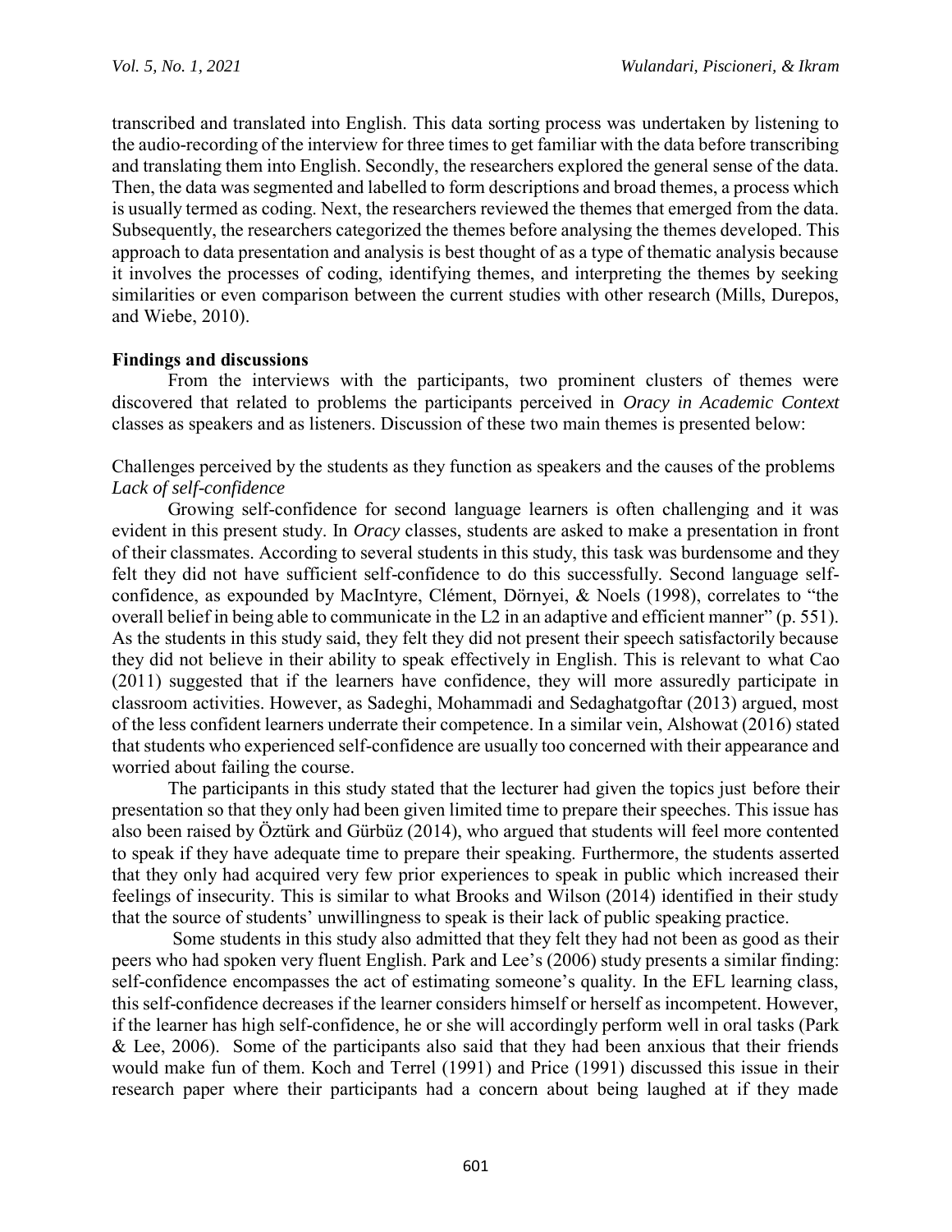transcribed and translated into English. This data sorting process was undertaken by listening to the audio-recording of the interview for three times to get familiar with the data before transcribing and translating them into English. Secondly, the researchers explored the general sense of the data. Then, the data was segmented and labelled to form descriptions and broad themes, a process which is usually termed as coding. Next, the researchers reviewed the themes that emerged from the data. Subsequently, the researchers categorized the themes before analysing the themes developed. This approach to data presentation and analysis is best thought of as a type of thematic analysis because it involves the processes of coding, identifying themes, and interpreting the themes by seeking similarities or even comparison between the current studies with other research (Mills, Durepos, and Wiebe, 2010).

## Findings and discussions

From the interviews with the participants, two prominent clusters of themes were discovered that related to problems the participants perceived in *Oracy in Academic Context* classes as speakers and as listeners. Discussion of these two main themes is presented below:

Challenges perceived by the students as they function as speakers and the causes of the problems

*Lack of self-confidence*

Growing self-confidence for second language learners is often challenging and it was evident in this present study. In *Oracy* classes, students are asked to make a presentation in front of their classmates. According to several students in this study, this task was burdensome and they felt they did not have sufficient self-confidence to do this successfully. Second language self-confidence, as expounded by MacIntyre, Clément, Dörnyei, & Noels (1998), correlates to "the overall belief in being able to communicate in the L2 in an adaptive and efficient manner" (p. 551). As the students in this study said, they felt they did not present their speech satisfactorily because they did not believe in their ability to speak effectively in English. This is relevant to what Cao (2011) suggested that if the learners have confidence, they will more assuredly participate in classroom activities. However, as Sadeghi, Mohammadi and Sedaghatgoftar (2013) argued, most of the less confident learners underrate their competence. In a similar vein, Alshowat (2016) stated that students who experienced self-confidence are usually too concerned with their appearance and worried about failing the course.

The participants in this study stated that the lecturer had given the topics just before their presentation so that they only had been given limited time to prepare their speeches. This issue has also been raised by Öztürk and Gürbüz (2014), who argued that students will feel more contented to speak if they have adequate time to prepare their speaking. Furthermore, the students asserted that they only had acquired very few prior experiences to speak in public which increased their feelings of insecurity. This is similar to what Brooks and Wilson (2014) identified in their study that the source of students' unwillingness to speak is their lack of public speaking practice.

Some students in this study also admitted that they felt they had not been as good as their peers who had spoken very fluent English. Park and Lee's (2006) study presents a similar finding: self-confidence encompasses the act of estimating someone's quality. In the EFL learning class, this self-confidence decreases if the learner considers himself or herself as incompetent. However, if the learner has high self-confidence, he or she will accordingly perform well in oral tasks (Park & Lee, 2006). Some of the participants also said that they had been anxious that their friends would make fun of them. Koch and Terrel (1991) and Price (1991) discussed this issue in their research paper where their participants had a concern about being laughed at if they made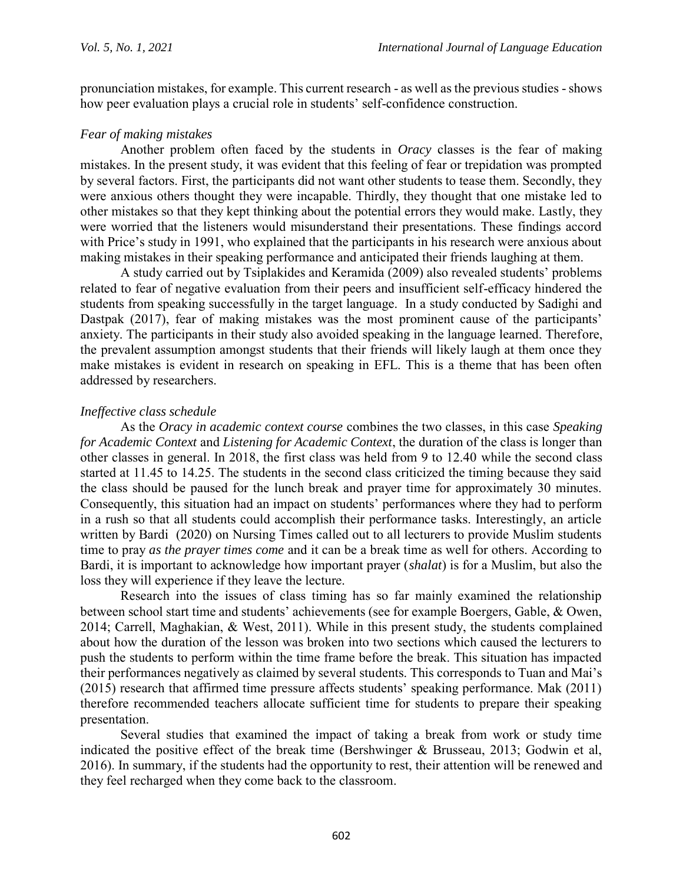pronunciation mistakes, for example. This current research - as well as the previous studies - shows how peer evaluation plays a crucial role in students' self-confidence construction.

### *Fear of making mistakes*

Another problem often faced by the students in *Oracy* classes is the fear of making mistakes. In the present study, it was evident that this feeling of fear or trepidation was prompted by several factors. First, the participants did not want other students to tease them. Secondly, they were anxious others thought they were incapable. Thirdly, they thought that one mistake led to other mistakes so that they kept thinking about the potential errors they would make. Lastly, they were worried that the listeners would misunderstand their presentations. These findings accord with Price's study in 1991, who explained that the participants in his research were anxious about making mistakes in their speaking performance and anticipated their friends laughing at them.

A study carried out by Tsiplakides and Keramida (2009) also revealed students' problems related to fear of negative evaluation from their peers and insufficient self-efficacy hindered the students from speaking successfully in the target language. In a study conducted by Sadighi and Dastpak (2017), fear of making mistakes was the most prominent cause of the participants' anxiety. The participants in their study also avoided speaking in the language learned. Therefore, the prevalent assumption amongst students that their friends will likely laugh at them once they make mistakes is evident in research on speaking in EFL. This is a theme that has been often addressed by researchers.

### *Ineffective class schedule*

As the *Oracy in academic context course* combines the two classes, in this case *Speaking for Academic Context* and *Listening for Academic Context*, the duration of the class is longer than other classes in general. In 2018, the first class was held from 9 to 12.40 while the second class started at 11.45 to 14.25. The students in the second class criticized the timing because they said the class should be paused for the lunch break and prayer time for approximately 30 minutes. Consequently, this situation had an impact on students' performances where they had to perform in a rush so that all students could accomplish their performance tasks. Interestingly, an article written by Bardi (2020) on Nursing Times called out to all lecturers to provide Muslim students time to pray *as the prayer times come* and it can be a break time as well for others. According to Bardi, it is important to acknowledge how important prayer (*shalat*) is for a Muslim, but also the loss they will experience if they leave the lecture.

Research into the issues of class timing has so far mainly examined the relationship between school start time and students' achievements (see for example Boergers, Gable, & Owen, 2014; Carrell, Maghakian, & West, 2011). While in this present study, the students complained about how the duration of the lesson was broken into two sections which caused the lecturers to push the students to perform within the time frame before the break. This situation has impacted their performances negatively as claimed by several students. This corresponds to Tuan and Mai's (2015) research that affirmed time pressure affects students' speaking performance. Mak (2011) therefore recommended teachers allocate sufficient time for students to prepare their speaking presentation.

Several studies that examined the impact of taking a break from work or study time indicated the positive effect of the break time (Bershwinger & Brusseau, 2013; Godwin et al, 2016). In summary, if the students had the opportunity to rest, their attention will be renewed and they feel recharged when they come back to the classroom.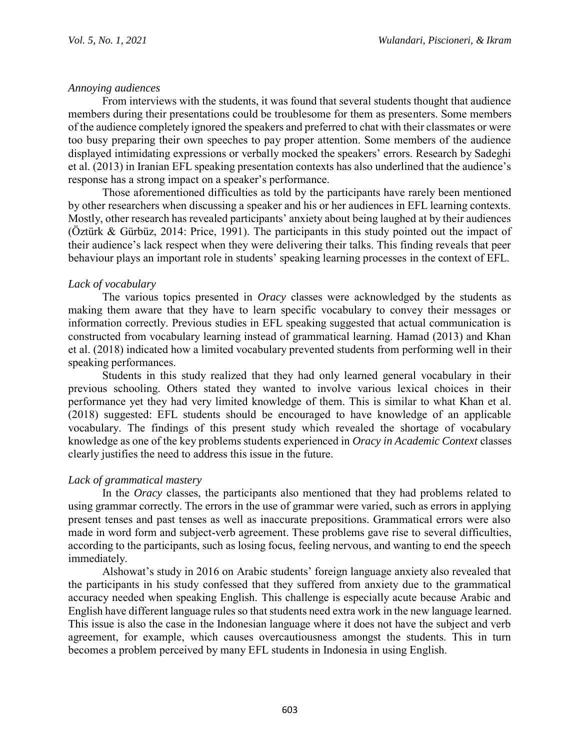*Annoying audiences*

From interviews with the students, it was found that several students thought that audience members during their presentations could be troublesome for them as presenters. Some members of the audience completely ignored the speakers and preferred to chat with their classmates or were too busy preparing their own speeches to pay proper attention. Some members of the audience displayed intimidating expressions or verbally mocked the speakers' errors. Research by Sadeghi et al. (2013) in Iranian EFL speaking presentation contexts has also underlined that the audience's response has a strong impact on a speaker's performance.

Those aforementioned difficulties as told by the participants have rarely been mentioned by other researchers when discussing a speaker and his or her audiences in EFL learning contexts. Mostly, other research has revealed participants' anxiety about being laughed at by their audiences (Öztürk & Gürbüz, 2014: Price, 1991). The participants in this study pointed out the impact of their audience's lack respect when they were delivering their talks. This finding reveals that peer behaviour plays an important role in students' speaking learning processes in the context of EFL.

*Lack of vocabulary*

The various topics presented in *Oracy* classes were acknowledged by the students as making them aware that they have to learn specific vocabulary to convey their messages or information correctly. Previous studies in EFL speaking suggested that actual communication is constructed from vocabulary learning instead of grammatical learning. Hamad (2013) and Khan et al. (2018) indicated how a limited vocabulary prevented students from performing well in their speaking performances.

Students in this study realized that they had only learned general vocabulary in their previous schooling. Others stated they wanted to involve various lexical choices in their performance yet they had very limited knowledge of them. This is similar to what Khan et al. (2018) suggested: EFL students should be encouraged to have knowledge of an applicable vocabulary. The findings of this present study which revealed the shortage of vocabulary knowledge as one of the key problems students experienced in *Oracy in Academic Context* classes clearly justifies the need to address this issue in the future.

*Lack of grammatical mastery*

In the *Oracy* classes, the participants also mentioned that they had problems related to using grammar correctly. The errors in the use of grammar were varied, such as errors in applying present tenses and past tenses as well as inaccurate prepositions. Grammatical errors were also made in word form and subject-verb agreement. These problems gave rise to several difficulties, according to the participants, such as losing focus, feeling nervous, and wanting to end the speech immediately.

Alshowat's study in 2016 on Arabic students' foreign language anxiety also revealed that the participants in his study confessed that they suffered from anxiety due to the grammatical accuracy needed when speaking English. This challenge is especially acute because Arabic and English have different language rules so that students need extra work in the new language learned. This issue is also the case in the Indonesian language where it does not have the subject and verb agreement, for example, which causes overcautiousness amongst the students. This in turn becomes a problem perceived by many EFL students in Indonesia in using English.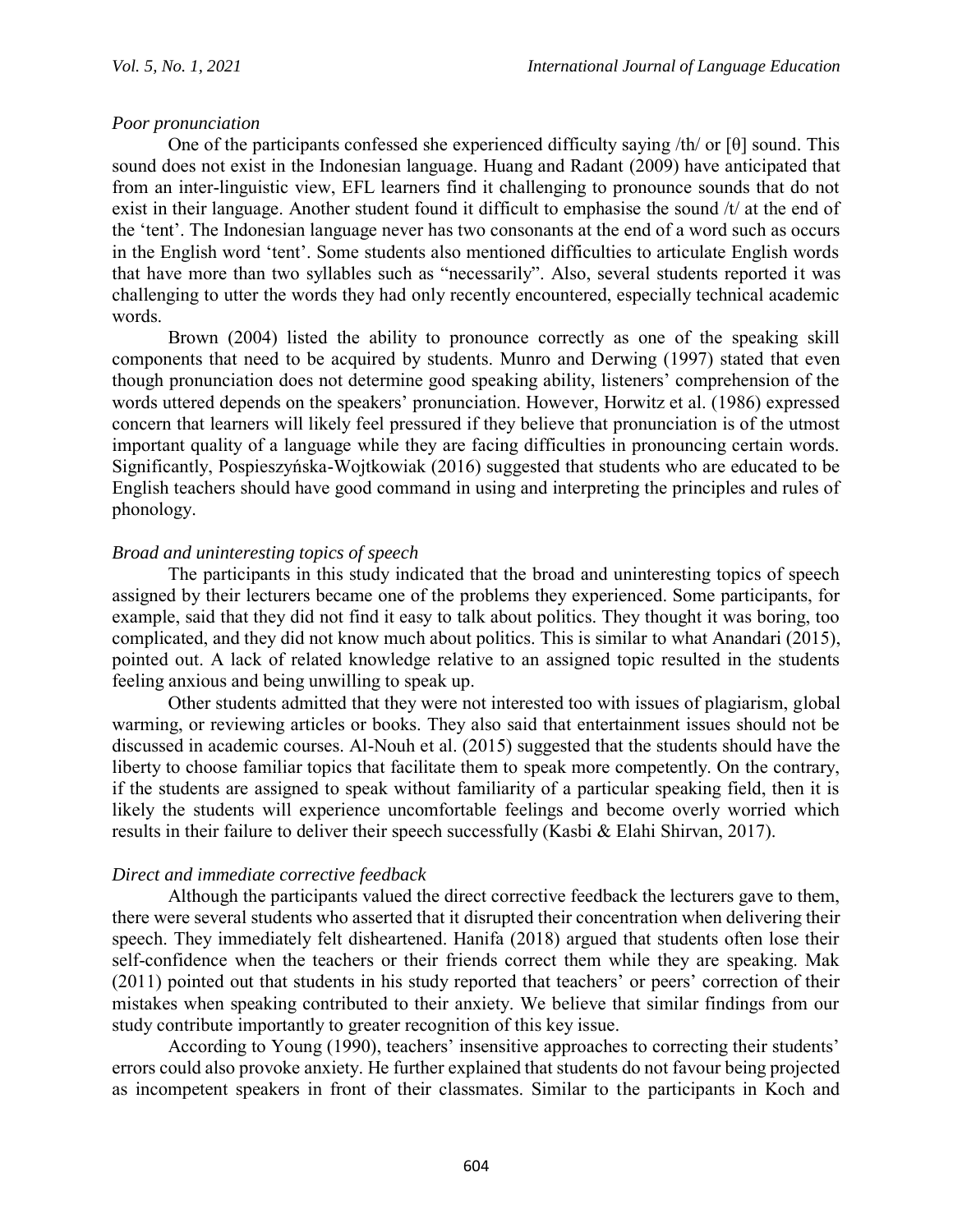*Poor pronunciation*

One of the participants confessed she experienced difficulty saying /th/ or [θ] sound. This sound does not exist in the Indonesian language. Huang and Radant (2009) have anticipated that from an inter-linguistic view, EFL learners find it challenging to pronounce sounds that do not exist in their language. Another student found it difficult to emphasise the sound /t/ at the end of the 'tent'. The Indonesian language never has two consonants at the end of a word such as occurs in the English word 'tent'. Some students also mentioned difficulties to articulate English words that have more than two syllables such as "necessarily". Also, several students reported it was challenging to utter the words they had only recently encountered, especially technical academic words.

Brown (2004) listed the ability to pronounce correctly as one of the speaking skill components that need to be acquired by students. Munro and Derwing (1997) stated that even though pronunciation does not determine good speaking ability, listeners' comprehension of the words uttered depends on the speakers' pronunciation. However, Horwitz et al. (1986) expressed concern that learners will likely feel pressured if they believe that pronunciation is of the utmost important quality of a language while they are facing difficulties in pronouncing certain words. Significantly, Pospieszyńska-Wojtkowiak (2016) suggested that students who are educated to be English teachers should have good command in using and interpreting the principles and rules of phonology.

*Broad and uninteresting topics of speech*

The participants in this study indicated that the broad and uninteresting topics of speech assigned by their lecturers became one of the problems they experienced. Some participants, for example, said that they did not find it easy to talk about politics. They thought it was boring, too complicated, and they did not know much about politics. This is similar to what Anandari (2015), pointed out. A lack of related knowledge relative to an assigned topic resulted in the students feeling anxious and being unwilling to speak up.

Other students admitted that they were not interested too with issues of plagiarism, global warming, or reviewing articles or books. They also said that entertainment issues should not be discussed in academic courses. Al-Nouh et al. (2015) suggested that the students should have the liberty to choose familiar topics that facilitate them to speak more competently. On the contrary, if the students are assigned to speak without familiarity of a particular speaking field, then it is likely the students will experience uncomfortable feelings and become overly worried which results in their failure to deliver their speech successfully (Kasbi & Elahi Shirvan, 2017).

*Direct and immediate corrective feedback*

Although the participants valued the direct corrective feedback the lecturers gave to them, there were several students who asserted that it disrupted their concentration when delivering their speech. They immediately felt disheartened. Hanifa (2018) argued that students often lose their self-confidence when the teachers or their friends correct them while they are speaking. Mak (2011) pointed out that students in his study reported that teachers' or peers' correction of their mistakes when speaking contributed to their anxiety. We believe that similar findings from our study contribute importantly to greater recognition of this key issue.

According to Young (1990), teachers' insensitive approaches to correcting their students' errors could also provoke anxiety. He further explained that students do not favour being projected as incompetent speakers in front of their classmates. Similar to the participants in Koch and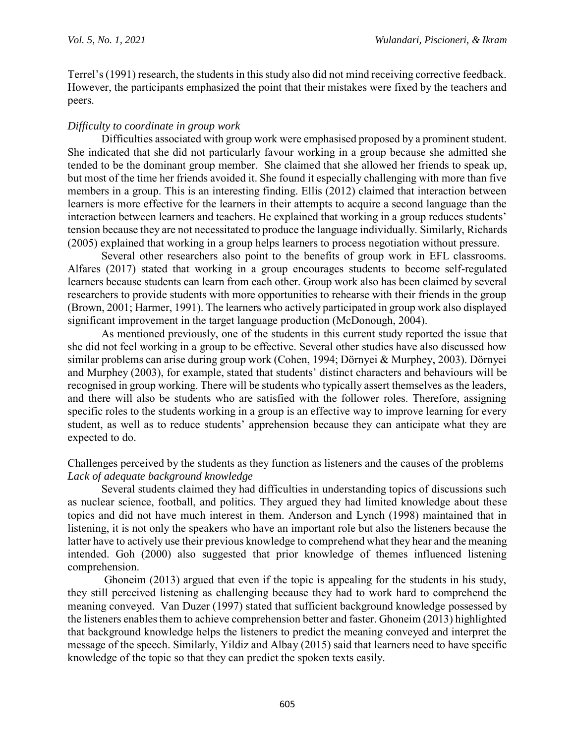Terrel's (1991) research, the students in this study also did not mind receiving corrective feedback. However, the participants emphasized the point that their mistakes were fixed by the teachers and peers.

*Difficulty to coordinate in group work*

Difficulties associated with group work were emphasised proposed by a prominent student. She indicated that she did not particularly favour working in a group because she admitted she tended to be the dominant group member. She claimed that she allowed her friends to speak up, but most of the time her friends avoided it. She found it especially challenging with more than five members in a group. This is an interesting finding. Ellis (2012) claimed that interaction between learners is more effective for the learners in their attempts to acquire a second language than the interaction between learners and teachers. He explained that working in a group reduces students' tension because they are not necessitated to produce the language individually. Similarly, Richards (2005) explained that working in a group helps learners to process negotiation without pressure.

Several other researchers also point to the benefits of group work in EFL classrooms. Alfares (2017) stated that working in a group encourages students to become self-regulated learners because students can learn from each other. Group work also has been claimed by several researchers to provide students with more opportunities to rehearse with their friends in the group (Brown, 2001; Harmer, 1991). The learners who actively participated in group work also displayed significant improvement in the target language production (McDonough, 2004).

As mentioned previously, one of the students in this current study reported the issue that she did not feel working in a group to be effective. Several other studies have also discussed how similar problems can arise during group work (Cohen, 1994; Dörnyei & Murphey, 2003). Dörnyei and Murphey (2003), for example, stated that students' distinct characters and behaviours will be recognised in group working. There will be students who typically assert themselves as the leaders, and there will also be students who are satisfied with the follower roles. Therefore, assigning specific roles to the students working in a group is an effective way to improve learning for every student, as well as to reduce students' apprehension because they can anticipate what they are expected to do.

Challenges perceived by the students as they function as listeners and the causes of the problems

*Lack of adequate background knowledge*

Several students claimed they had difficulties in understanding topics of discussions such as nuclear science, football, and politics. They argued they had limited knowledge about these topics and did not have much interest in them. Anderson and Lynch (1998) maintained that in listening, it is not only the speakers who have an important role but also the listeners because the latter have to actively use their previous knowledge to comprehend what they hear and the meaning intended. Goh (2000) also suggested that prior knowledge of themes influenced listening comprehension.

Ghoneim (2013) argued that even if the topic is appealing for the students in his study, they still perceived listening as challenging because they had to work hard to comprehend the meaning conveyed. Van Duzer (1997) stated that sufficient background knowledge possessed by the listeners enables them to achieve comprehension better and faster. Ghoneim (2013) highlighted that background knowledge helps the listeners to predict the meaning conveyed and interpret the message of the speech. Similarly, Yildiz and Albay (2015) said that learners need to have specific knowledge of the topic so that they can predict the spoken texts easily.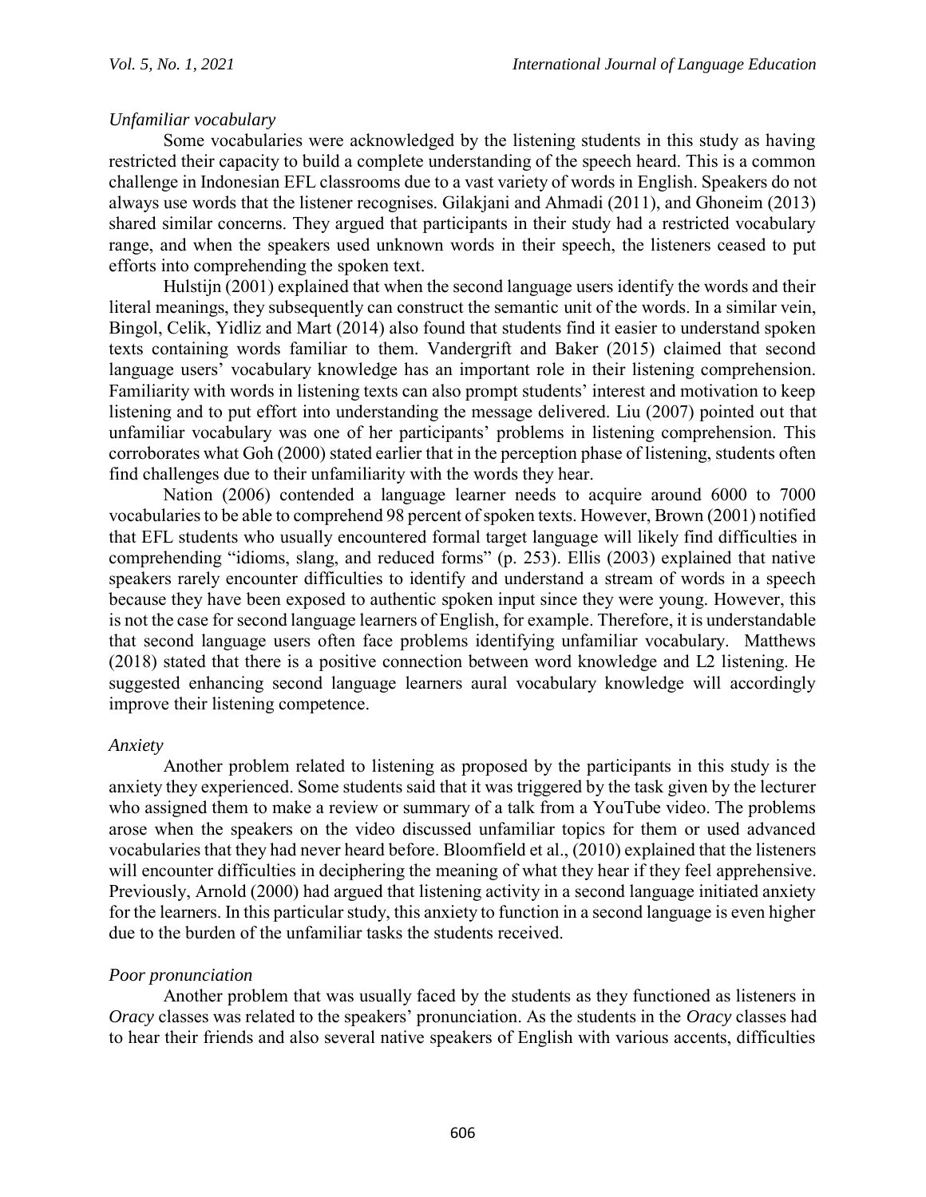*Unfamiliar vocabulary*

Some vocabularies were acknowledged by the listening students in this study as having restricted their capacity to build a complete understanding of the speech heard. This is a common challenge in Indonesian EFL classrooms due to a vast variety of words in English. Speakers do not always use words that the listener recognises. Gilakjani and Ahmadi (2011), and Ghoneim (2013) shared similar concerns. They argued that participants in their study had a restricted vocabulary range, and when the speakers used unknown words in their speech, the listeners ceased to put efforts into comprehending the spoken text.

Hulstijn (2001) explained that when the second language users identify the words and their literal meanings, they subsequently can construct the semantic unit of the words. In a similar vein, Bingol, Celik, Yidliz and Mart (2014) also found that students find it easier to understand spoken texts containing words familiar to them. Vandergrift and Baker (2015) claimed that second language users' vocabulary knowledge has an important role in their listening comprehension. Familiarity with words in listening texts can also prompt students' interest and motivation to keep listening and to put effort into understanding the message delivered. Liu (2007) pointed out that unfamiliar vocabulary was one of her participants' problems in listening comprehension. This corroborates what Goh (2000) stated earlier that in the perception phase of listening, students often find challenges due to their unfamiliarity with the words they hear.

Nation (2006) contended a language learner needs to acquire around 6000 to 7000 vocabularies to be able to comprehend 98 percent of spoken texts. However, Brown (2001) notified that EFL students who usually encountered formal target language will likely find difficulties in comprehending "idioms, slang, and reduced forms" (p. 253). Ellis (2003) explained that native speakers rarely encounter difficulties to identify and understand a stream of words in a speech because they have been exposed to authentic spoken input since they were young. However, this is not the case for second language learners of English, for example. Therefore, it is understandable that second language users often face problems identifying unfamiliar vocabulary. Matthews (2018) stated that there is a positive connection between word knowledge and L2 listening. He suggested enhancing second language learners aural vocabulary knowledge will accordingly improve their listening competence.

*Anxiety*

Another problem related to listening as proposed by the participants in this study is the anxiety they experienced. Some students said that it was triggered by the task given by the lecturer who assigned them to make a review or summary of a talk from a YouTube video. The problems arose when the speakers on the video discussed unfamiliar topics for them or used advanced vocabularies that they had never heard before. Bloomfield et al., (2010) explained that the listeners will encounter difficulties in deciphering the meaning of what they hear if they feel apprehensive. Previously, Arnold (2000) had argued that listening activity in a second language initiated anxiety for the learners. In this particular study, this anxiety to function in a second language is even higher due to the burden of the unfamiliar tasks the students received.

*Poor pronunciation*

Another problem that was usually faced by the students as they functioned as listeners in *Oracy* classes was related to the speakers' pronunciation. As the students in the *Oracy* classes had to hear their friends and also several native speakers of English with various accents, difficulties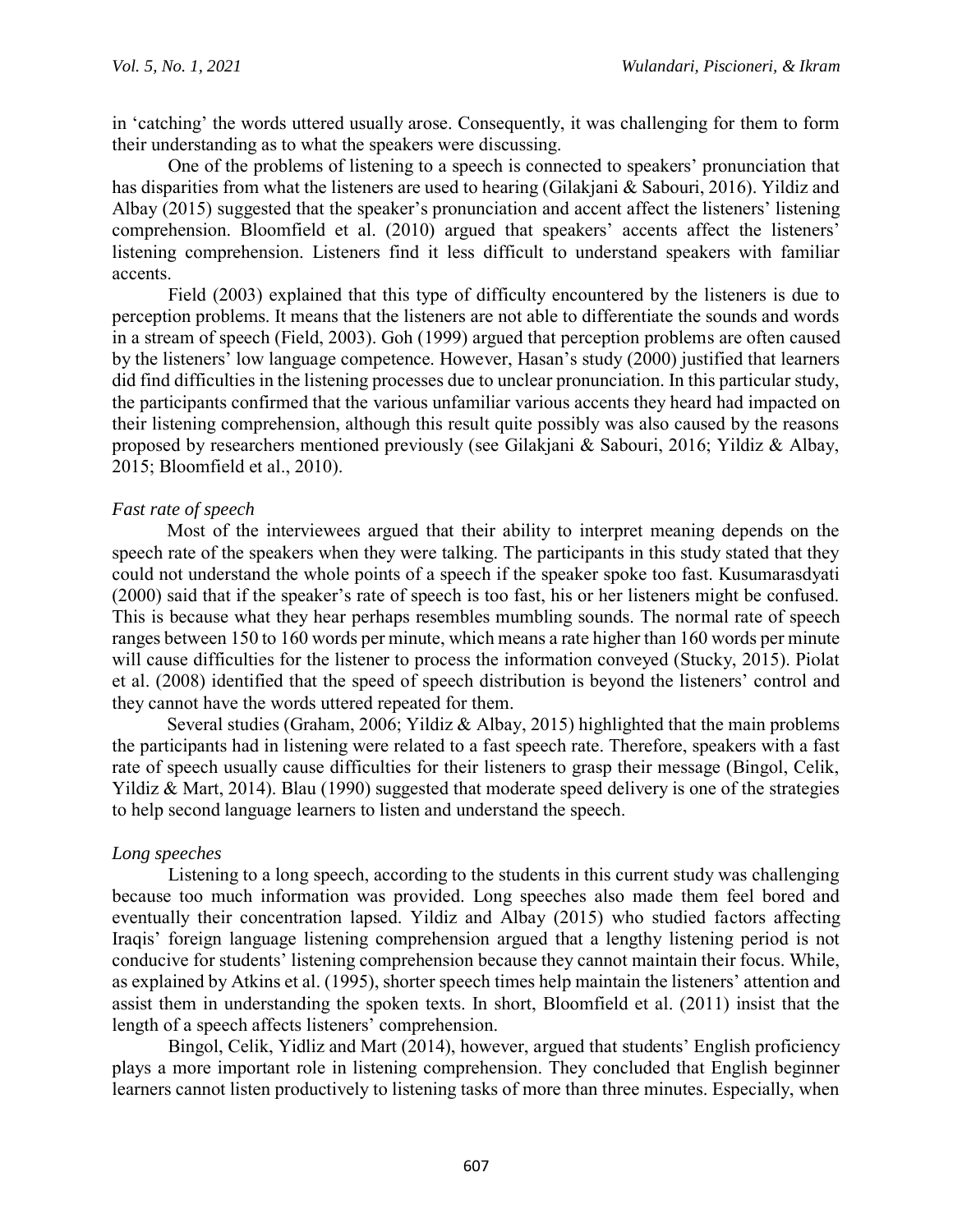in 'catching' the words uttered usually arose. Consequently, it was challenging for them to form their understanding as to what the speakers were discussing.

One of the problems of listening to a speech is connected to speakers' pronunciation that has disparities from what the listeners are used to hearing (Gilakjani & Sabouri, 2016). Yildiz and Albay (2015) suggested that the speaker's pronunciation and accent affect the listeners' listening comprehension. Bloomfield et al. (2010) argued that speakers' accents affect the listeners' listening comprehension. Listeners find it less difficult to understand speakers with familiar accents.

Field (2003) explained that this type of difficulty encountered by the listeners is due to perception problems. It means that the listeners are not able to differentiate the sounds and words in a stream of speech (Field, 2003). Goh (1999) argued that perception problems are often caused by the listeners' low language competence. However, Hasan's study (2000) justified that learners did find difficulties in the listening processes due to unclear pronunciation. In this particular study, the participants confirmed that the various unfamiliar various accents they heard had impacted on their listening comprehension, although this result quite possibly was also caused by the reasons proposed by researchers mentioned previously (see Gilakjani & Sabouri, 2016; Yildiz & Albay, 2015; Bloomfield et al., 2010).

*Fast rate of speech*

Most of the interviewees argued that their ability to interpret meaning depends on the speech rate of the speakers when they were talking. The participants in this study stated that they could not understand the whole points of a speech if the speaker spoke too fast. Kusumarasdyati (2000) said that if the speaker's rate of speech is too fast, his or her listeners might be confused. This is because what they hear perhaps resembles mumbling sounds. The normal rate of speech ranges between 150 to 160 words per minute, which means a rate higher than 160 words per minute will cause difficulties for the listener to process the information conveyed (Stucky, 2015). Piolat et al. (2008) identified that the speed of speech distribution is beyond the listeners' control and they cannot have the words uttered repeated for them.

Several studies (Graham, 2006; Yildiz & Albay, 2015) highlighted that the main problems the participants had in listening were related to a fast speech rate. Therefore, speakers with a fast rate of speech usually cause difficulties for their listeners to grasp their message (Bingol, Celik, Yildiz & Mart, 2014). Blau (1990) suggested that moderate speed delivery is one of the strategies to help second language learners to listen and understand the speech.

*Long speeches*

Listening to a long speech, according to the students in this current study was challenging because too much information was provided. Long speeches also made them feel bored and eventually their concentration lapsed. Yildiz and Albay (2015) who studied factors affecting Iraqis' foreign language listening comprehension argued that a lengthy listening period is not conducive for students' listening comprehension because they cannot maintain their focus. While, as explained by Atkins et al. (1995), shorter speech times help maintain the listeners' attention and assist them in understanding the spoken texts. In short, Bloomfield et al. (2011) insist that the length of a speech affects listeners' comprehension.

Bingol, Celik, Yidliz and Mart (2014), however, argued that students' English proficiency plays a more important role in listening comprehension. They concluded that English beginner learners cannot listen productively to listening tasks of more than three minutes. Especially, when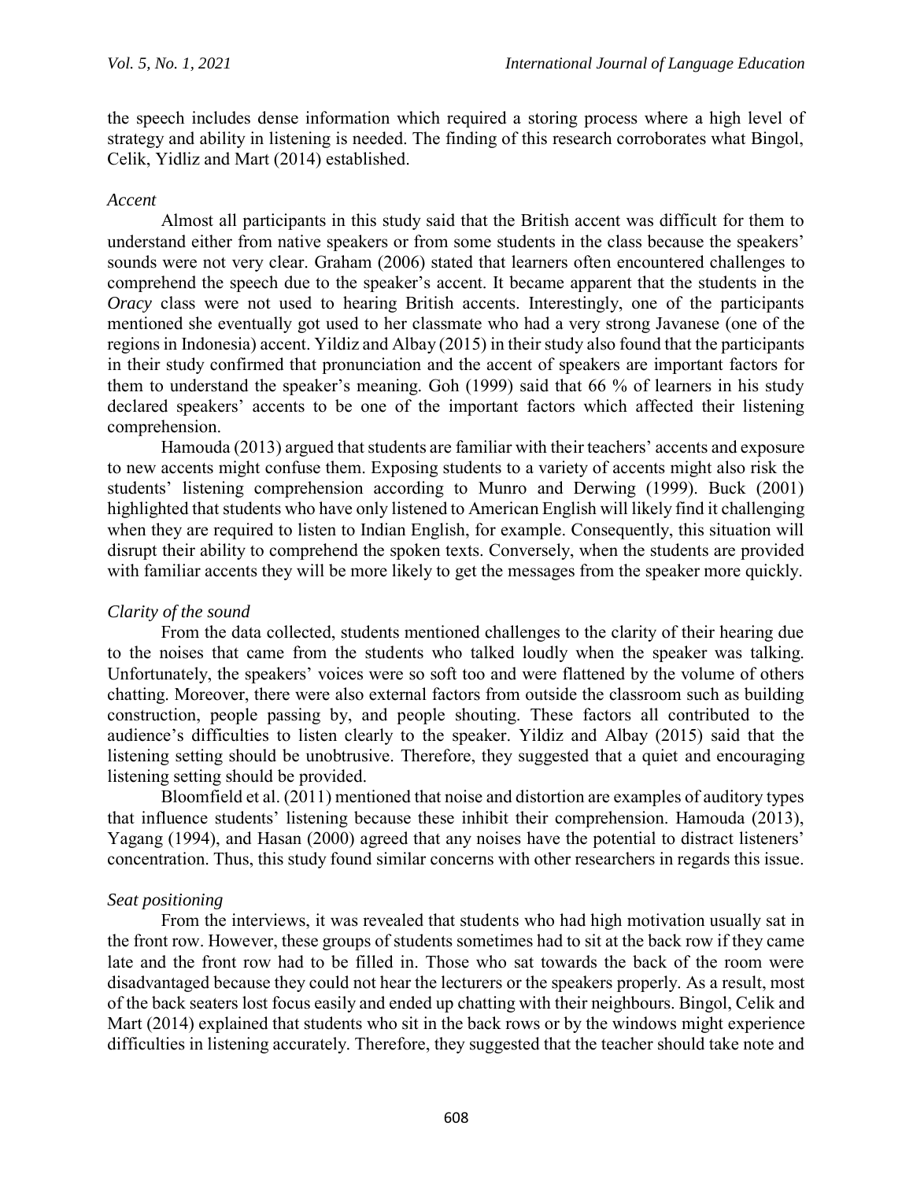the speech includes dense information which required a storing process where a high level of strategy and ability in listening is needed. The finding of this research corroborates what Bingol, Celik, Yidliz and Mart (2014) established.

*Accent*

Almost all participants in this study said that the British accent was difficult for them to understand either from native speakers or from some students in the class because the speakers' sounds were not very clear. Graham (2006) stated that learners often encountered challenges to comprehend the speech due to the speaker's accent. It became apparent that the students in the *Oracy* class were not used to hearing British accents. Interestingly, one of the participants mentioned she eventually got used to her classmate who had a very strong Javanese (one of the regions in Indonesia) accent. Yildiz and Albay (2015) in their study also found that the participants in their study confirmed that pronunciation and the accent of speakers are important factors for them to understand the speaker's meaning. Goh (1999) said that 66 % of learners in his study declared speakers' accents to be one of the important factors which affected their listening comprehension.

Hamouda (2013) argued that students are familiar with their teachers' accents and exposure to new accents might confuse them. Exposing students to a variety of accents might also risk the students' listening comprehension according to Munro and Derwing (1999). Buck (2001) highlighted that students who have only listened to American English will likely find it challenging when they are required to listen to Indian English, for example. Consequently, this situation will disrupt their ability to comprehend the spoken texts. Conversely, when the students are provided with familiar accents they will be more likely to get the messages from the speaker more quickly.

*Clarity of the sound*

From the data collected, students mentioned challenges to the clarity of their hearing due to the noises that came from the students who talked loudly when the speaker was talking. Unfortunately, the speakers' voices were so soft too and were flattened by the volume of others chatting. Moreover, there were also external factors from outside the classroom such as building construction, people passing by, and people shouting. These factors all contributed to the audience's difficulties to listen clearly to the speaker. Yildiz and Albay (2015) said that the listening setting should be unobtrusive. Therefore, they suggested that a quiet and encouraging listening setting should be provided.

Bloomfield et al. (2011) mentioned that noise and distortion are examples of auditory types that influence students' listening because these inhibit their comprehension. Hamouda (2013), Yagang (1994), and Hasan (2000) agreed that any noises have the potential to distract listeners' concentration. Thus, this study found similar concerns with other researchers in regards this issue.

*Seat positioning*

From the interviews, it was revealed that students who had high motivation usually sat in the front row. However, these groups of students sometimes had to sit at the back row if they came late and the front row had to be filled in. Those who sat towards the back of the room were disadvantaged because they could not hear the lecturers or the speakers properly. As a result, most of the back seaters lost focus easily and ended up chatting with their neighbours. Bingol, Celik and Mart (2014) explained that students who sit in the back rows or by the windows might experience difficulties in listening accurately. Therefore, they suggested that the teacher should take note and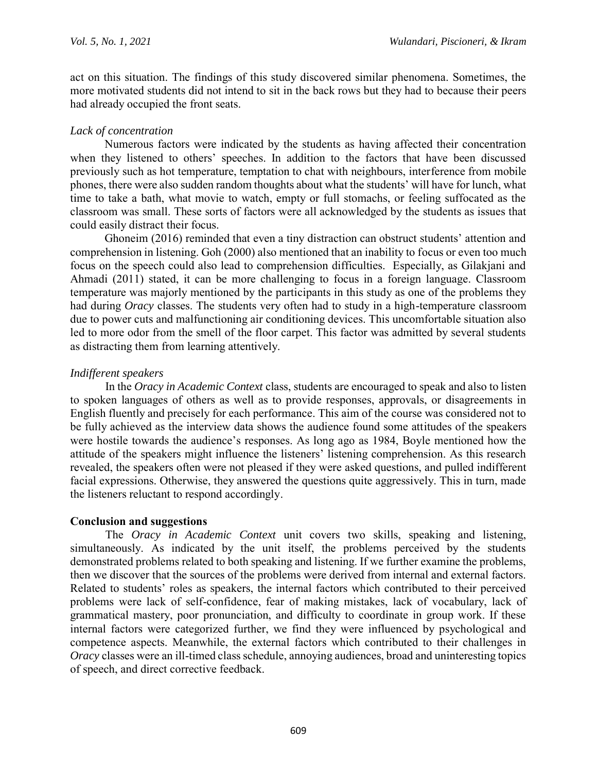act on this situation. The findings of this study discovered similar phenomena. Sometimes, the more motivated students did not intend to sit in the back rows but they had to because their peers had already occupied the front seats.

*Lack of concentration*

Numerous factors were indicated by the students as having affected their concentration when they listened to others' speeches. In addition to the factors that have been discussed previously such as hot temperature, temptation to chat with neighbours, interference from mobile phones, there were also sudden random thoughts about what the students' will have for lunch, what time to take a bath, what movie to watch, empty or full stomachs, or feeling suffocated as the classroom was small. These sorts of factors were all acknowledged by the students as issues that could easily distract their focus.

Ghoneim (2016) reminded that even a tiny distraction can obstruct students' attention and comprehension in listening. Goh (2000) also mentioned that an inability to focus or even too much focus on the speech could also lead to comprehension difficulties. Especially, as Gilakjani and Ahmadi (2011) stated, it can be more challenging to focus in a foreign language. Classroom temperature was majorly mentioned by the participants in this study as one of the problems they had during *Oracy* classes. The students very often had to study in a high-temperature classroom due to power cuts and malfunctioning air conditioning devices. This uncomfortable situation also led to more odor from the smell of the floor carpet. This factor was admitted by several students as distracting them from learning attentively.

*Indifferent speakers*

In the *Oracy in Academic Context* class, students are encouraged to speak and also to listen to spoken languages of others as well as to provide responses, approvals, or disagreements in English fluently and precisely for each performance. This aim of the course was considered not to be fully achieved as the interview data shows the audience found some attitudes of the speakers were hostile towards the audience's responses. As long ago as 1984, Boyle mentioned how the attitude of the speakers might influence the listeners' listening comprehension. As this research revealed, the speakers often were not pleased if they were asked questions, and pulled indifferent facial expressions. Otherwise, they answered the questions quite aggressively. This in turn, made the listeners reluctant to respond accordingly.

## Conclusion and suggestions

The *Oracy in Academic Context* unit covers two skills, speaking and listening, simultaneously. As indicated by the unit itself, the problems perceived by the students demonstrated problems related to both speaking and listening. If we further examine the problems, then we discover that the sources of the problems were derived from internal and external factors. Related to students' roles as speakers, the internal factors which contributed to their perceived problems were lack of self-confidence, fear of making mistakes, lack of vocabulary, lack of grammatical mastery, poor pronunciation, and difficulty to coordinate in group work. If these internal factors were categorized further, we find they were influenced by psychological and competence aspects. Meanwhile, the external factors which contributed to their challenges in *Oracy* classes were an ill-timed class schedule, annoying audiences, broad and uninteresting topics of speech, and direct corrective feedback.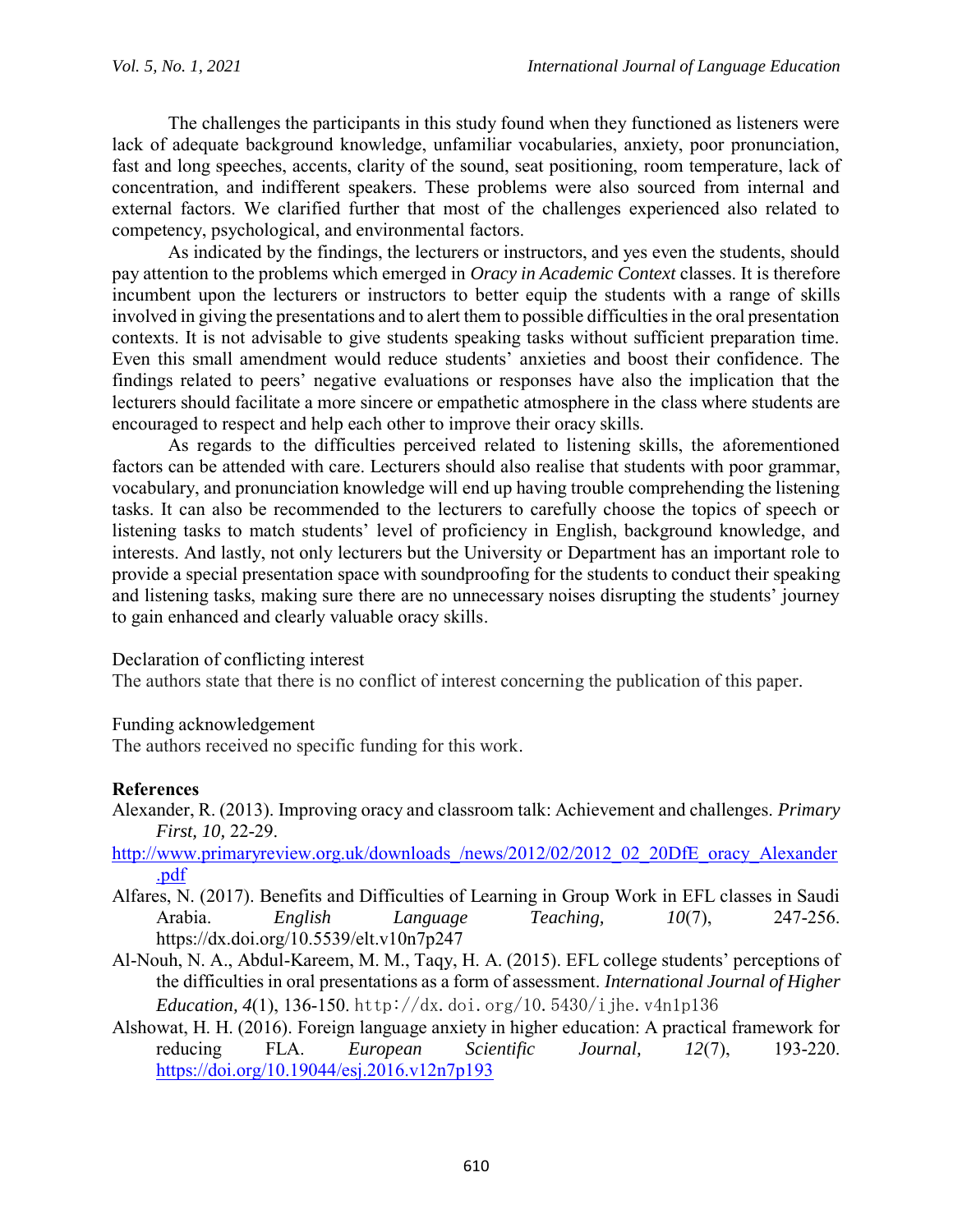The challenges the participants in this study found when they functioned as listeners were lack of adequate background knowledge, unfamiliar vocabularies, anxiety, poor pronunciation, fast and long speeches, accents, clarity of the sound, seat positioning, room temperature, lack of concentration, and indifferent speakers. These problems were also sourced from internal and external factors. We clarified further that most of the challenges experienced also related to competency, psychological, and environmental factors.

As indicated by the findings, the lecturers or instructors, and yes even the students, should pay attention to the problems which emerged in *Oracy in Academic Context* classes. It is therefore incumbent upon the lecturers or instructors to better equip the students with a range of skills involved in giving the presentations and to alert them to possible difficulties in the oral presentation contexts. It is not advisable to give students speaking tasks without sufficient preparation time. Even this small amendment would reduce students' anxieties and boost their confidence. The findings related to peers' negative evaluations or responses have also the implication that the lecturers should facilitate a more sincere or empathetic atmosphere in the class where students are encouraged to respect and help each other to improve their oracy skills.

As regards to the difficulties perceived related to listening skills, the aforementioned factors can be attended with care. Lecturers should also realise that students with poor grammar, vocabulary, and pronunciation knowledge will end up having trouble comprehending the listening tasks. It can also be recommended to the lecturers to carefully choose the topics of speech or listening tasks to match students' level of proficiency in English, background knowledge, and interests. And lastly, not only lecturers but the University or Department has an important role to provide a special presentation space with soundproofing for the students to conduct their speaking and listening tasks, making sure there are no unnecessary noises disrupting the students' journey to gain enhanced and clearly valuable oracy skills.

Declaration of conflicting interest

The authors state that there is no conflict of interest concerning the publication of this paper.

Funding acknowledgement

The authors received no specific funding for this work.

**References**

Alexander, R. (2013). Improving oracy and classroom talk: Achievement and challenges. *Primary First, 10,* 22-29. http://www.primaryreview.org.uk/downloads_/news/2012/02/2012_02_20DfE_oracy_Alexander.pdf

Alfares, N. (2017). Benefits and Difficulties of Learning in Group Work in EFL classes in Saudi Arabia. *English Language Teaching, 10*(7), 247-256. https://dx.doi.org/10.5539/elt.v10n7p247

Al-Nouh, N. A., Abdul-Kareem, M. M., Taqy, H. A. (2015). EFL college students' perceptions of the difficulties in oral presentations as a form of assessment. *International Journal of Higher Education, 4*(1), 136-150. http://dx.doi.org/10.5430/ijhe.v4n1p136

Alshowat, H. H. (2016). Foreign language anxiety in higher education: A practical framework for reducing FLA. *European Scientific Journal, 12*(7), 193-220. https://doi.org/10.19044/esj.2016.v12n7p193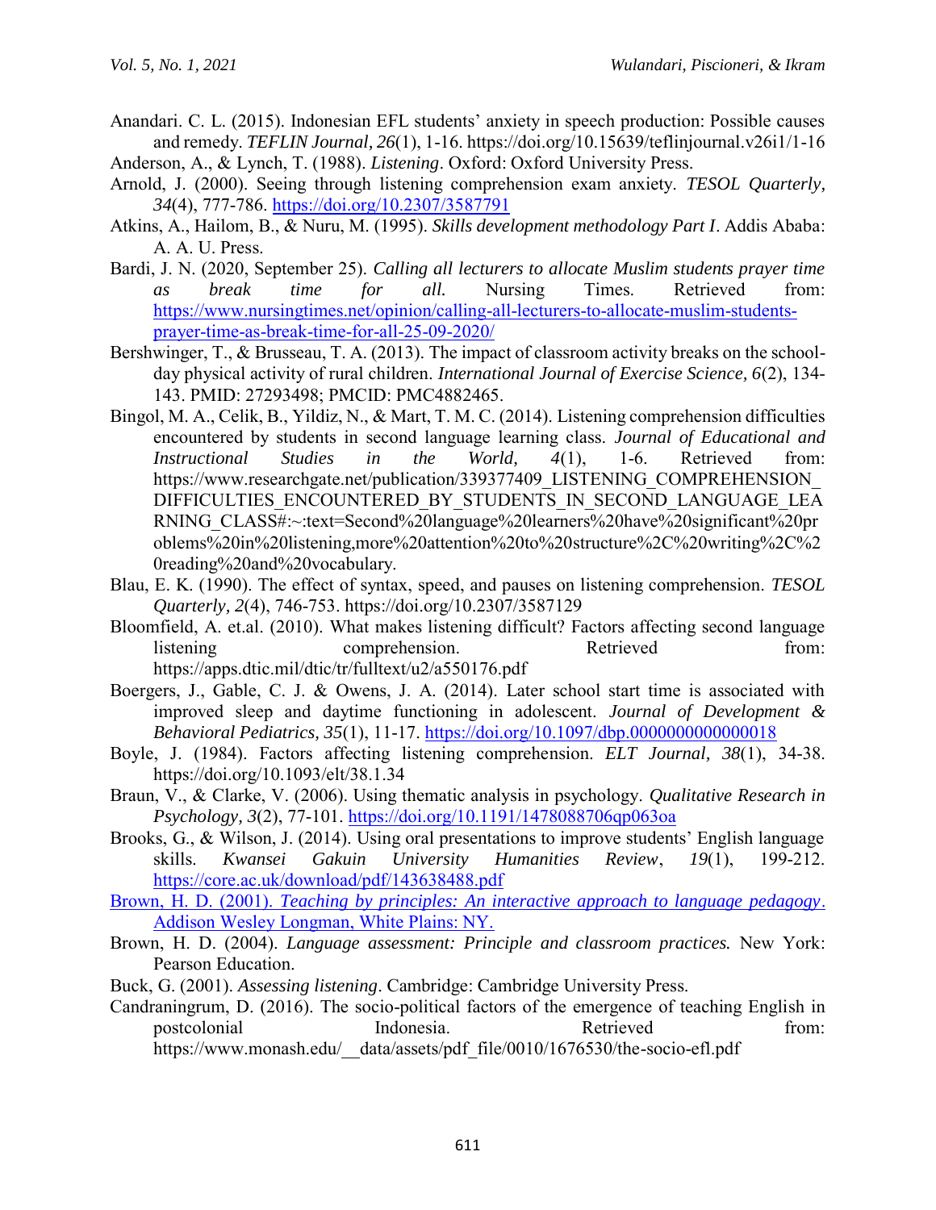Anandari. C. L. (2015). Indonesian EFL students' anxiety in speech production: Possible causes and remedy. *TEFLIN Journal, 26*(1), 1-16. https://doi.org/10.15639/teflinjournal.v26i1/1-16

Anderson, A., & Lynch, T. (1988). *Listening*. Oxford: Oxford University Press.

Arnold, J. (2000). Seeing through listening comprehension exam anxiety. *TESOL Quarterly, 34*(4), 777-786. https://doi.org/10.2307/3587791

Atkins, A., Hailom, B., & Nuru, M. (1995). *Skills development methodology Part I*. Addis Ababa: A. A. U. Press.

Bardi, J. N. (2020, September 25). *Calling all lecturers to allocate Muslim students prayer time as break time for all.* Nursing Times. Retrieved from: https://www.nursingtimes.net/opinion/calling-all-lecturers-to-allocate-muslim-students-prayer-time-as-break-time-for-all-25-09-2020/

Bershwinger, T., & Brusseau, T. A. (2013). The impact of classroom activity breaks on the school-day physical activity of rural children. *International Journal of Exercise Science, 6*(2), 134-143. PMID: 27293498; PMCID: PMC4882465.

Bingol, M. A., Celik, B., Yildiz, N., & Mart, T. M. C. (2014). Listening comprehension difficulties encountered by students in second language learning class. *Journal of Educational and Instructional Studies in the World, 4*(1), 1-6. Retrieved from: https://www.researchgate.net/publication/339377409_LISTENING_COMPREHENSION_DIFFICULTIES_ENCOUNTERED_BY_STUDENTS_IN_SECOND_LANGUAGE_LEARNING_CLASS#:~:text=Second%20language%20learners%20have%20significant%20problems%20in%20listening,more%20attention%20to%20structure%2C%20writing%2C%20reading%20and%20vocabulary.

Blau, E. K. (1990). The effect of syntax, speed, and pauses on listening comprehension. *TESOL Quarterly, 2*(4), 746-753. https://doi.org/10.2307/3587129

Bloomfield, A. et.al. (2010). What makes listening difficult? Factors affecting second language listening comprehension. Retrieved from: https://apps.dtic.mil/dtic/tr/fulltext/u2/a550176.pdf

Boergers, J., Gable, C. J. & Owens, J. A. (2014). Later school start time is associated with improved sleep and daytime functioning in adolescent. *Journal of Development & Behavioral Pediatrics, 35*(1), 11-17. https://doi.org/10.1097/dbp.0000000000000018

Boyle, J. (1984). Factors affecting listening comprehension. *ELT Journal, 38*(1), 34-38. https://doi.org/10.1093/elt/38.1.34

Braun, V., & Clarke, V. (2006). Using thematic analysis in psychology. *Qualitative Research in Psychology, 3*(2), 77-101. https://doi.org/10.1191/1478088706qp063oa

Brooks, G., & Wilson, J. (2014). Using oral presentations to improve students' English language skills. *Kwansei Gakuin University Humanities Review*, *19*(1), 199-212. https://core.ac.uk/download/pdf/143638488.pdf

Brown, H. D. (2001). *Teaching by principles: An interactive approach to language pedagogy*. Addison Wesley Longman, White Plains: NY.

Brown, H. D. (2004). *Language assessment: Principle and classroom practices.* New York: Pearson Education.

Buck, G. (2001). *Assessing listening*. Cambridge: Cambridge University Press.

Candraningrum, D. (2016). The socio-political factors of the emergence of teaching English in postcolonial Indonesia. Retrieved from: https://www.monash.edu/__data/assets/pdf_file/0010/1676530/the-socio-efl.pdf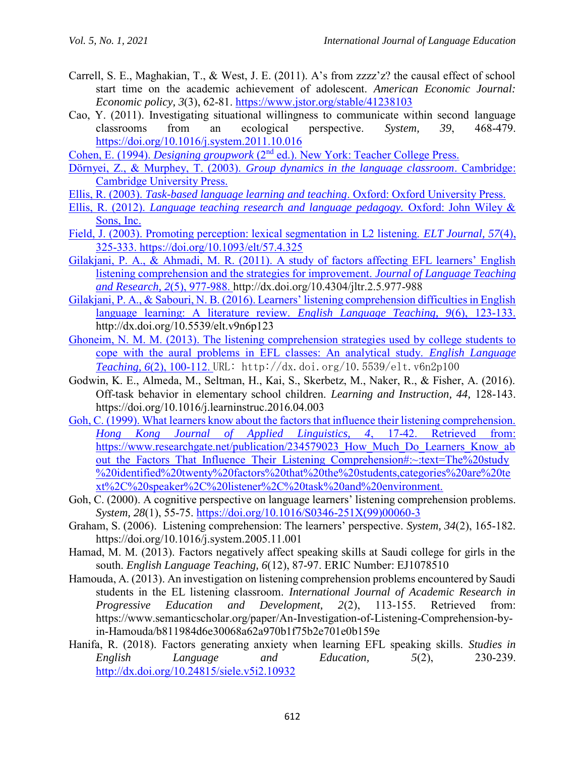Carrell, S. E., Maghakian, T., & West, J. E. (2011). A's from zzzz'z? the causal effect of school start time on the academic achievement of adolescent. *American Economic Journal: Economic policy, 3*(3), 62-81. https://www.jstor.org/stable/41238103

Cao, Y. (2011). Investigating situational willingness to communicate within second language classrooms from an ecological perspective. *System, 39*, 468-479. https://doi.org/10.1016/j.system.2011.10.016

Cohen, E. (1994). *Designing groupwork* (2nd ed.). New York: Teacher College Press.

Dörnyei, Z., & Murphey, T. (2003). *Group dynamics in the language classroom*. Cambridge: Cambridge University Press.

Ellis, R. (2003). *Task-based language learning and teaching*. Oxford: Oxford University Press.

Ellis, R. (2012). *Language teaching research and language pedagogy*. Oxford: John Wiley & Sons, Inc.

Field, J. (2003). Promoting perception: lexical segmentation in L2 listening. *ELT Journal, 57*(4), 325-333. https://doi.org/10.1093/elt/57.4.325

Gilakjani, P. A., & Ahmadi, M. R. (2011). A study of factors affecting EFL learners' English listening comprehension and the strategies for improvement. *Journal of Language Teaching and Research, 2*(5), 977-988. http://dx.doi.org/10.4304/jltr.2.5.977-988

Gilakjani, P. A., & Sabouri, N. B. (2016). Learners' listening comprehension difficulties in English language learning: A literature review. *English Language Teaching, 9*(6), 123-133. http://dx.doi.org/10.5539/elt.v9n6p123

Ghoneim, N. M. M. (2013). The listening comprehension strategies used by college students to cope with the aural problems in EFL classes: An analytical study. *English Language Teaching, 6*(2), 100-112. URL: http://dx.doi.org/10.5539/elt.v6n2p100

Godwin, K. E., Almeda, M., Seltman, H., Kai, S., Skerbetz, M., Naker, R., & Fisher, A. (2016). Off-task behavior in elementary school children. *Learning and Instruction, 44,* 128-143. https://doi.org/10.1016/j.learninstruc.2016.04.003

Goh, C. (1999). What learners know about the factors that influence their listening comprehension. *Hong Kong Journal of Applied Linguistics, 4*, 17-42. Retrieved from: https://www.researchgate.net/publication/234579023_How_Much_Do_Learners_Know_about_the_Factors_That_Influence_Their_Listening_Comprehension#:~:text=The%20study%20identified%20twenty%20factors%20that%20the%20students,categories%20are%20text%2C%20speaker%2C%20listener%2C%20task%20and%20environment.

Goh, C. (2000). A cognitive perspective on language learners' listening comprehension problems. *System, 28*(1), 55-75. https://doi.org/10.1016/S0346-251X(99)00060-3

Graham, S. (2006). Listening comprehension: The learners' perspective. *System, 34*(2), 165-182. https://doi.org/10.1016/j.system.2005.11.001

Hamad, M. M. (2013). Factors negatively affect speaking skills at Saudi college for girls in the south. *English Language Teaching, 6*(12), 87-97. ERIC Number: EJ1078510

Hamouda, A. (2013). An investigation on listening comprehension problems encountered by Saudi students in the EL listening classroom. *International Journal of Academic Research in Progressive Education and Development, 2*(2), 113-155. Retrieved from: https://www.semanticscholar.org/paper/An-Investigation-of-Listening-Comprehension-by-in-Hamouda/b811984d6e30068a62a970b1f75b2e701e0b159e

Hanifa, R. (2018). Factors generating anxiety when learning EFL speaking skills. *Studies in English Language and Education, 5*(2), 230-239. http://dx.doi.org/10.24815/siele.v5i2.10932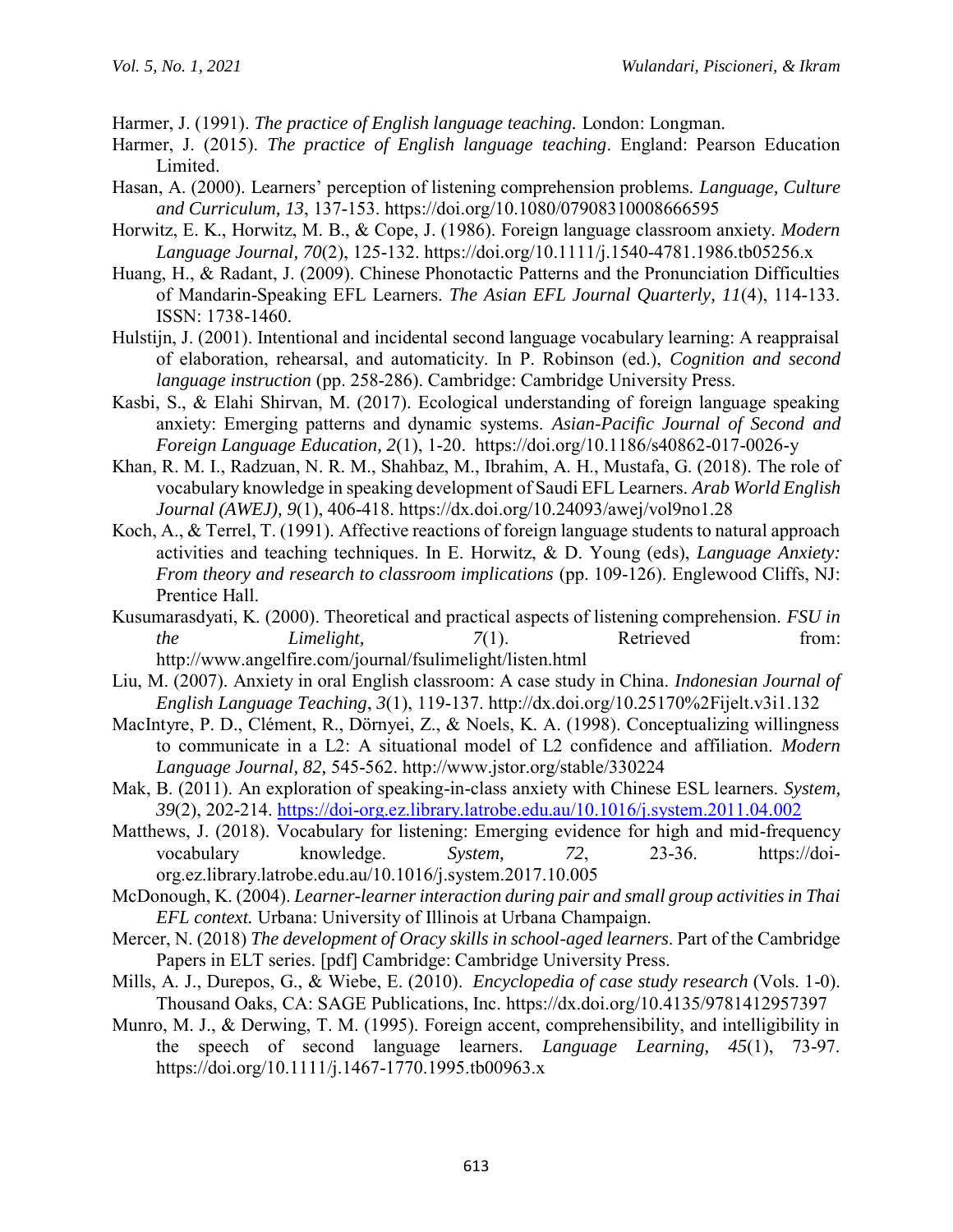Harmer, J. (1991). *The practice of English language teaching.* London: Longman.

Harmer, J. (2015). *The practice of English language teaching*. England: Pearson Education Limited.

Hasan, A. (2000). Learners' perception of listening comprehension problems. *Language, Culture and Curriculum, 13*, 137-153. https://doi.org/10.1080/07908310008666595

Horwitz, E. K., Horwitz, M. B., & Cope, J. (1986). Foreign language classroom anxiety. *Modern Language Journal, 70*(2), 125-132. https://doi.org/10.1111/j.1540-4781.1986.tb05256.x

Huang, H., & Radant, J. (2009). Chinese Phonotactic Patterns and the Pronunciation Difficulties of Mandarin-Speaking EFL Learners. *The Asian EFL Journal Quarterly, 11*(4), 114-133. ISSN: 1738-1460.

Hulstijn, J. (2001). Intentional and incidental second language vocabulary learning: A reappraisal of elaboration, rehearsal, and automaticity. In P. Robinson (ed.), *Cognition and second language instruction* (pp. 258-286). Cambridge: Cambridge University Press.

Kasbi, S., & Elahi Shirvan, M. (2017). Ecological understanding of foreign language speaking anxiety: Emerging patterns and dynamic systems. *Asian-Pacific Journal of Second and Foreign Language Education, 2*(1), 1-20. https://doi.org/10.1186/s40862-017-0026-y

Khan, R. M. I., Radzuan, N. R. M., Shahbaz, M., Ibrahim, A. H., Mustafa, G. (2018). The role of vocabulary knowledge in speaking development of Saudi EFL Learners. *Arab World English Journal (AWEJ), 9*(1), 406-418. https://dx.doi.org/10.24093/awej/vol9no1.28

Koch, A., & Terrel, T. (1991). Affective reactions of foreign language students to natural approach activities and teaching techniques. In E. Horwitz, & D. Young (eds), *Language Anxiety: From theory and research to classroom implications* (pp. 109-126). Englewood Cliffs, NJ: Prentice Hall.

Kusumarasdyati, K. (2000). Theoretical and practical aspects of listening comprehension. *FSU in the Limelight, 7*(1). Retrieved from: http://www.angelfire.com/journal/fsulimelight/listen.html

Liu, M. (2007). Anxiety in oral English classroom: A case study in China. *Indonesian Journal of English Language Teaching*, *3*(1), 119-137. http://dx.doi.org/10.25170%2Fijelt.v3i1.132

MacIntyre, P. D., Clément, R., Dörnyei, Z., & Noels, K. A. (1998). Conceptualizing willingness to communicate in a L2: A situational model of L2 confidence and affiliation. *Modern Language Journal, 82,* 545-562. http://www.jstor.org/stable/330224

Mak, B. (2011). An exploration of speaking-in-class anxiety with Chinese ESL learners. *System, 39*(2), 202-214. https://doi-org.ez.library.latrobe.edu.au/10.1016/j.system.2011.04.002

Matthews, J. (2018). Vocabulary for listening: Emerging evidence for high and mid-frequency vocabulary knowledge. *System, 72*, 23-36. https://doi-org.ez.library.latrobe.edu.au/10.1016/j.system.2017.10.005

McDonough, K. (2004). *Learner-learner interaction during pair and small group activities in Thai EFL context.* Urbana: University of Illinois at Urbana Champaign.

Mercer, N. (2018) *The development of Oracy skills in school-aged learners*. Part of the Cambridge Papers in ELT series. [pdf] Cambridge: Cambridge University Press.

Mills, A. J., Durepos, G., & Wiebe, E. (2010). *Encyclopedia of case study research* (Vols. 1-0). Thousand Oaks, CA: SAGE Publications, Inc. https://dx.doi.org/10.4135/9781412957397

Munro, M. J., & Derwing, T. M. (1995). Foreign accent, comprehensibility, and intelligibility in the speech of second language learners. *Language Learning, 45*(1), 73-97. https://doi.org/10.1111/j.1467-1770.1995.tb00963.x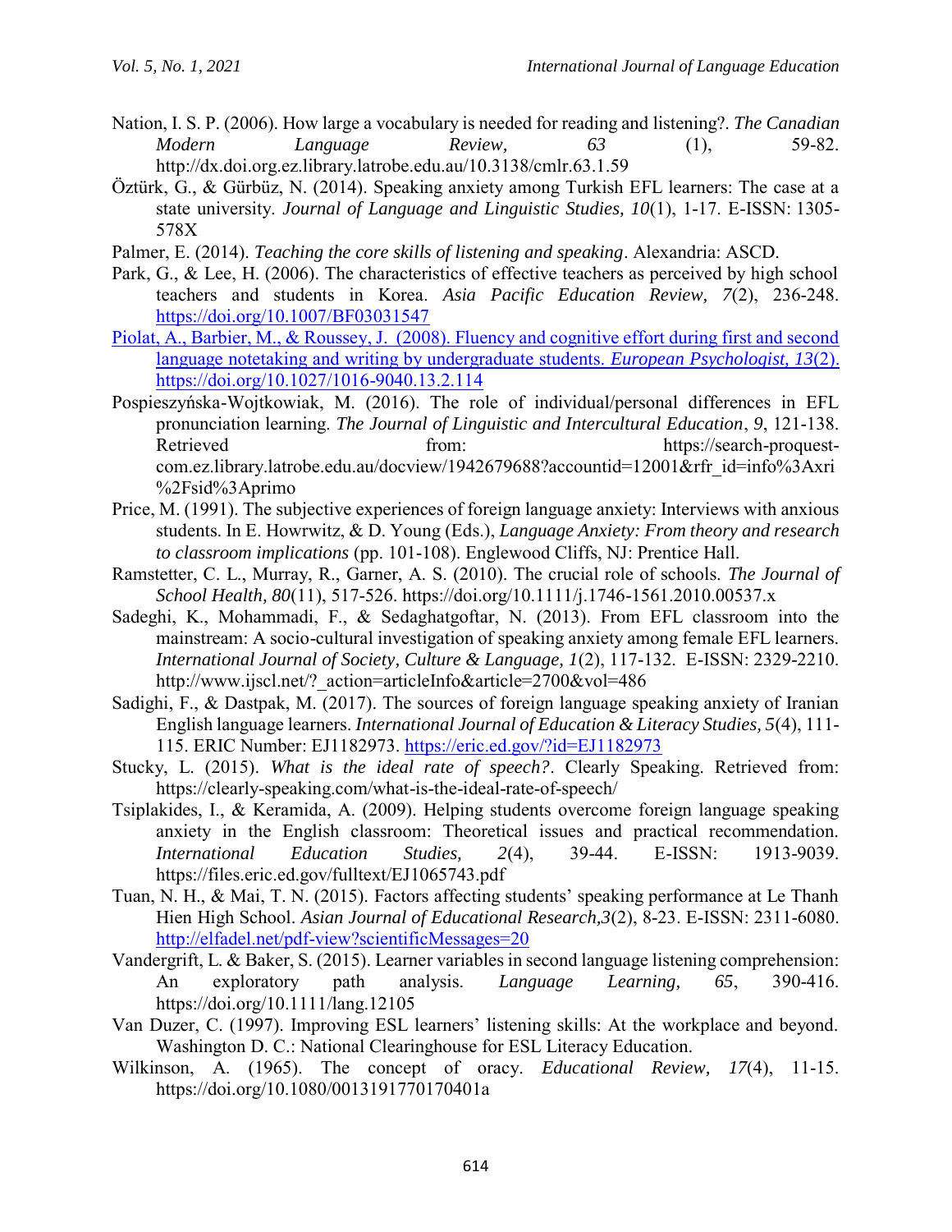Nation, I. S. P. (2006). How large a vocabulary is needed for reading and listening?. *The Canadian Modern Language Review, 63* (1), 59-82. http://dx.doi.org.ez.library.latrobe.edu.au/10.3138/cmlr.63.1.59

Öztürk, G., & Gürbüz, N. (2014). Speaking anxiety among Turkish EFL learners: The case at a state university. *Journal of Language and Linguistic Studies, 10*(1), 1-17. E-ISSN: 1305-578X

Palmer, E. (2014). *Teaching the core skills of listening and speaking*. Alexandria: ASCD.

Park, G., & Lee, H. (2006). The characteristics of effective teachers as perceived by high school teachers and students in Korea. *Asia Pacific Education Review, 7*(2), 236-248. https://doi.org/10.1007/BF03031547

Piolat, A., Barbier, M., & Roussey, J. (2008). Fluency and cognitive effort during first and second language notetaking and writing by undergraduate students. *European Psychologist, 13*(2). https://doi.org/10.1027/1016-9040.13.2.114

Pospieszyńska-Wojtkowiak, M. (2016). The role of individual/personal differences in EFL pronunciation learning. *The Journal of Linguistic and Intercultural Education*, *9*, 121-138. Retrieved from: https://search-proquest-com.ez.library.latrobe.edu.au/docview/1942679688?accountid=12001&rfr_id=info%3Axri%2Fsid%3Aprimo

Price, M. (1991). The subjective experiences of foreign language anxiety: Interviews with anxious students. In E. Howrwitz, & D. Young (Eds.), *Language Anxiety: From theory and research to classroom implications* (pp. 101-108). Englewood Cliffs, NJ: Prentice Hall.

Ramstetter, C. L., Murray, R., Garner, A. S. (2010). The crucial role of schools. *The Journal of School Health, 80*(11), 517-526. https://doi.org/10.1111/j.1746-1561.2010.00537.x

Sadeghi, K., Mohammadi, F., & Sedaghatgoftar, N. (2013). From EFL classroom into the mainstream: A socio-cultural investigation of speaking anxiety among female EFL learners. *International Journal of Society, Culture & Language, 1*(2), 117-132. E-ISSN: 2329-2210. http://www.ijscl.net/?_action=articleInfo&article=2700&vol=486

Sadighi, F., & Dastpak, M. (2017). The sources of foreign language speaking anxiety of Iranian English language learners. *International Journal of Education & Literacy Studies, 5*(4), 111-115. ERIC Number: EJ1182973. https://eric.ed.gov/?id=EJ1182973

Stucky, L. (2015). *What is the ideal rate of speech?*. Clearly Speaking. Retrieved from: https://clearly-speaking.com/what-is-the-ideal-rate-of-speech/

Tsiplakides, I., & Keramida, A. (2009). Helping students overcome foreign language speaking anxiety in the English classroom: Theoretical issues and practical recommendation. *International Education Studies, 2*(4), 39-44. E-ISSN: 1913-9039. https://files.eric.ed.gov/fulltext/EJ1065743.pdf

Tuan, N. H., & Mai, T. N. (2015). Factors affecting students' speaking performance at Le Thanh Hien High School. *Asian Journal of Educational Research,3*(2), 8-23. E-ISSN: 2311-6080. http://elfadel.net/pdf-view?scientificMessages=20

Vandergrift, L. & Baker, S. (2015). Learner variables in second language listening comprehension: An exploratory path analysis. *Language Learning, 65*, 390-416. https://doi.org/10.1111/lang.12105

Van Duzer, C. (1997). Improving ESL learners' listening skills: At the workplace and beyond. Washington D. C.: National Clearinghouse for ESL Literacy Education.

Wilkinson, A. (1965). The concept of oracy. *Educational Review, 17*(4), 11-15. https://doi.org/10.1080/0013191770170401a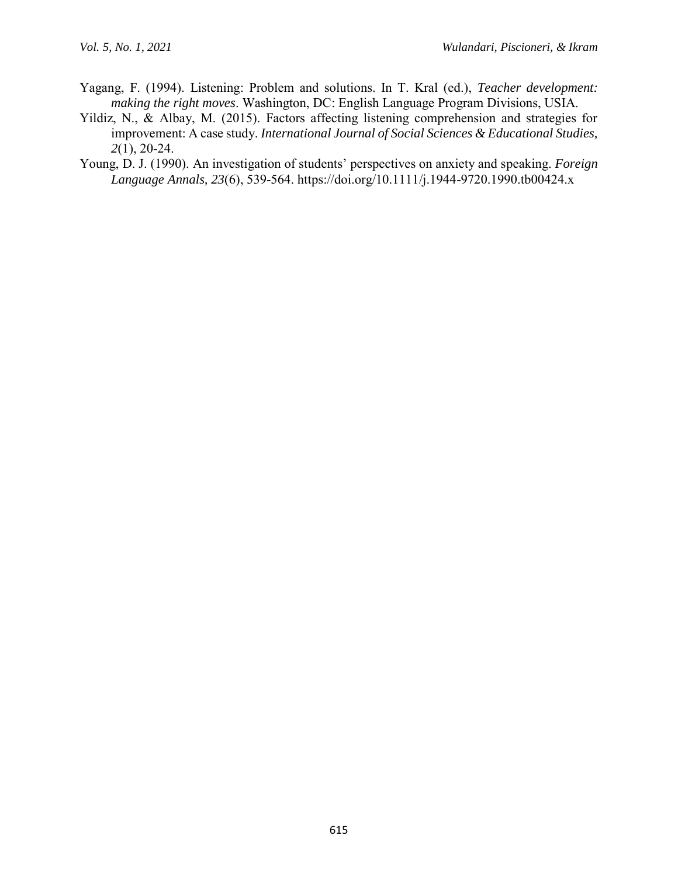Yagang, F. (1994). Listening: Problem and solutions. In T. Kral (ed.), *Teacher development: making the right moves*. Washington, DC: English Language Program Divisions, USIA.

Yildiz, N., & Albay, M. (2015). Factors affecting listening comprehension and strategies for improvement: A case study. *International Journal of Social Sciences & Educational Studies, 2*(1), 20-24.

Young, D. J. (1990). An investigation of students' perspectives on anxiety and speaking. *Foreign Language Annals, 23*(6), 539-564. https://doi.org/10.1111/j.1944-9720.1990.tb00424.x